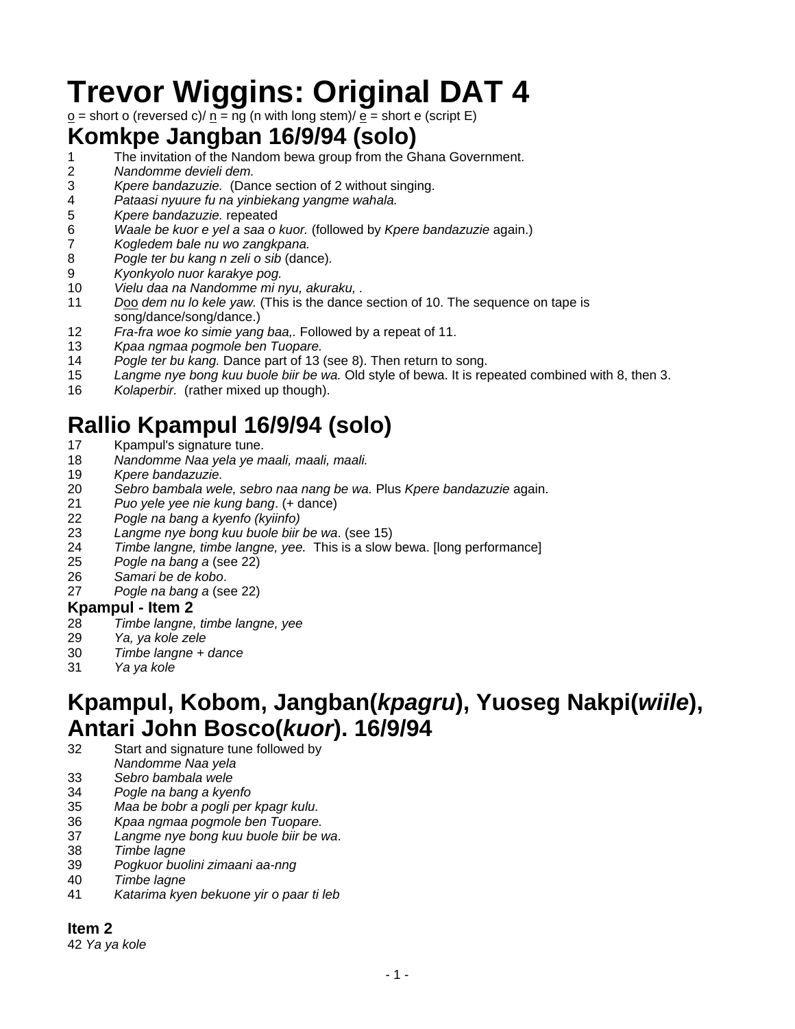# Trevor Wiggins: Original DAT 4

o = short o (reversed c)/ n = ng (n with long stem)/ e = short e (script E)

## Komkpe Jangban 16/9/94 (solo)

1 The invitation of the Nandom bewa group from the Ghana Government.
2 *Nandomme devieli dem.*
3 *Kpere bandazuzie.* (Dance section of 2 without singing.
4 *Pataasi nyuure fu na yinbiekang yangme wahala.*
5 *Kpere bandazuzie.* repeated
6 *Waale be kuor e yel a saa o kuor.* (followed by *Kpere bandazuzie* again.)
7 *Kogledem bale nu wo zangkpana.*
8 *Pogle ter bu kang n zeli o sib* (dance).
9 *Kyonkyolo nuor karakye pog.*
10 *Vielu daa na Nandomme mi nyu, akuraku, .*
11 *Doo dem nu lo kele yaw.* (This is the dance section of 10. The sequence on tape is song/dance/song/dance.)
12 *Fra-fra woe ko simie yang baa,.* Followed by a repeat of 11.
13 *Kpaa ngmaa pogmole ben Tuopare.*
14 *Pogle ter bu kang*. Dance part of 13 (see 8). Then return to song.
15 *Langme nye bong kuu buole biir be wa.* Old style of bewa. It is repeated combined with 8, then 3.
16 *Kolaperbir.* (rather mixed up though).

## Rallio Kpampul 16/9/94 (solo)

17 Kpampul's signature tune.
18 *Nandomme Naa yela ye maali, maali, maali.*
19 *Kpere bandazuzie.*
20 *Sebro bambala wele, sebro naa nang be wa.* Plus *Kpere bandazuzie* again.
21 *Puo yele yee nie kung bang*. (+ dance)
22 *Pogle na bang a kyenfo (kyiinfo)*
23 *Langme nye bong kuu buole biir be wa*. (see 15)
24 *Timbe langne, timbe langne, yee.* This is a slow bewa. [long performance]
25 *Pogle na bang a* (see 22)
26 *Samari be de kobo*.
27 *Pogle na bang a* (see 22)

### Kpampul - Item 2

28 *Timbe langne, timbe langne, yee*
29 *Ya, ya kole zele*
30 *Timbe langne + dance*
31 *Ya ya kole*

## Kpampul, Kobom, Jangban(*kpagru*), Yuoseg Nakpi(*wiile*), Antari John Bosco(*kuor*). 16/9/94

32 Start and signature tune followed by *Nandomme Naa yela*
33 *Sebro bambala wele*
34 *Pogle na bang a kyenfo*
35 *Maa be bobr a pogli per kpagr kulu.*
36 *Kpaa ngmaa pogmole ben Tuopare.*
37 *Langme nye bong kuu buole biir be wa*.
38 *Timbe lagne*
39 *Pogkuor buolini zimaani aa-nng*
40 *Timbe lagne*
41 *Katarima kyen bekuone yir o paar ti leb*

### Item 2

42 *Ya ya kole*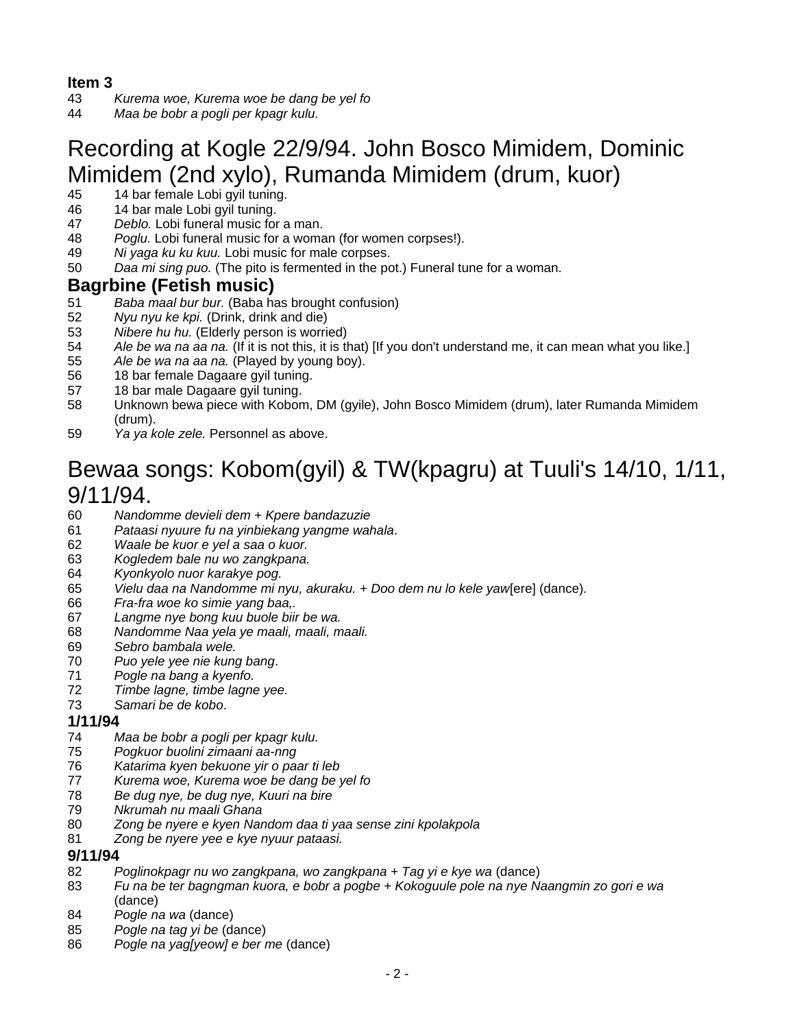**Item 3**

43 *Kurema woe, Kurema woe be dang be yel fo*
44 *Maa be bobr a pogli per kpagr kulu.*

# Recording at Kogle 22/9/94. John Bosco Mimidem, Dominic Mimidem (2nd xylo), Rumanda Mimidem (drum, kuor)

45 14 bar female Lobi gyil tuning.
46 14 bar male Lobi gyil tuning.
47 *Deblo.* Lobi funeral music for a man.
48 *Poglu.* Lobi funeral music for a woman (for women corpses!).
49 *Ni yaga ku ku kuu.* Lobi music for male corpses.
50 *Daa mi sing puo.* (The pito is fermented in the pot.) Funeral tune for a woman.

## Bagrbine (Fetish music)

51 *Baba maal bur bur.* (Baba has brought confusion)
52 *Nyu nyu ke kpi.* (Drink, drink and die)
53 *Nibere hu hu.* (Elderly person is worried)
54 *Ale be wa na aa na.* (If it is not this, it is that) [If you don't understand me, it can mean what you like.]
55 *Ale be wa na aa na.* (Played by young boy).
56 18 bar female Dagaare gyil tuning.
57 18 bar male Dagaare gyil tuning.
58 Unknown bewa piece with Kobom, DM (gyile), John Bosco Mimidem (drum), later Rumanda Mimidem (drum).
59 *Ya ya kole zele.* Personnel as above.

# Bewaa songs: Kobom(gyil) & TW(kpagru) at Tuuli's 14/10, 1/11, 9/11/94.

60 *Nandomme devieli dem + Kpere bandazuzie*
61 *Pataasi nyuure fu na yinbiekang yangme wahala*.
62 *Waale be kuor e yel a saa o kuor.*
63 *Kogledem bale nu wo zangkpana.*
64 *Kyonkyolo nuor karakye pog.*
65 *Vielu daa na Nandomme mi nyu, akuraku. + Doo dem nu lo kele yaw*[ere] (dance).
66 *Fra-fra woe ko simie yang baa,.*
67 *Langme nye bong kuu buole biir be wa.*
68 *Nandomme Naa yela ye maali, maali, maali.*
69 *Sebro bambala wele.*
70 *Puo yele yee nie kung bang*.
71 *Pogle na bang a kyenfo.*
72 *Timbe lagne, timbe lagne yee.*
73 *Samari be de kobo*.

## 1/11/94

74 *Maa be bobr a pogli per kpagr kulu.*
75 *Pogkuor buolini zimaani aa-nng*
76 *Katarima kyen bekuone yir o paar ti leb*
77 *Kurema woe, Kurema woe be dang be yel fo*
78 *Be dug nye, be dug nye, Kuuri na bire*
79 *Nkrumah nu maali Ghana*
80 *Zong be nyere e kyen Nandom daa ti yaa sense zini kpolakpola*
81 *Zong be nyere yee e kye nyuur pataasi.*

## 9/11/94

82 *Poglinokpagr nu wo zangkpana, wo zangkpana + Tag yi e kye wa* (dance)
83 *Fu na be ter bagngman kuora, e bobr a pogbe + Kokoguule pole na nye Naangmin zo gori e wa* (dance)
84 *Pogle na wa* (dance)
85 *Pogle na tag yi be* (dance)
86 *Pogle na yag[yeow] e ber me* (dance)